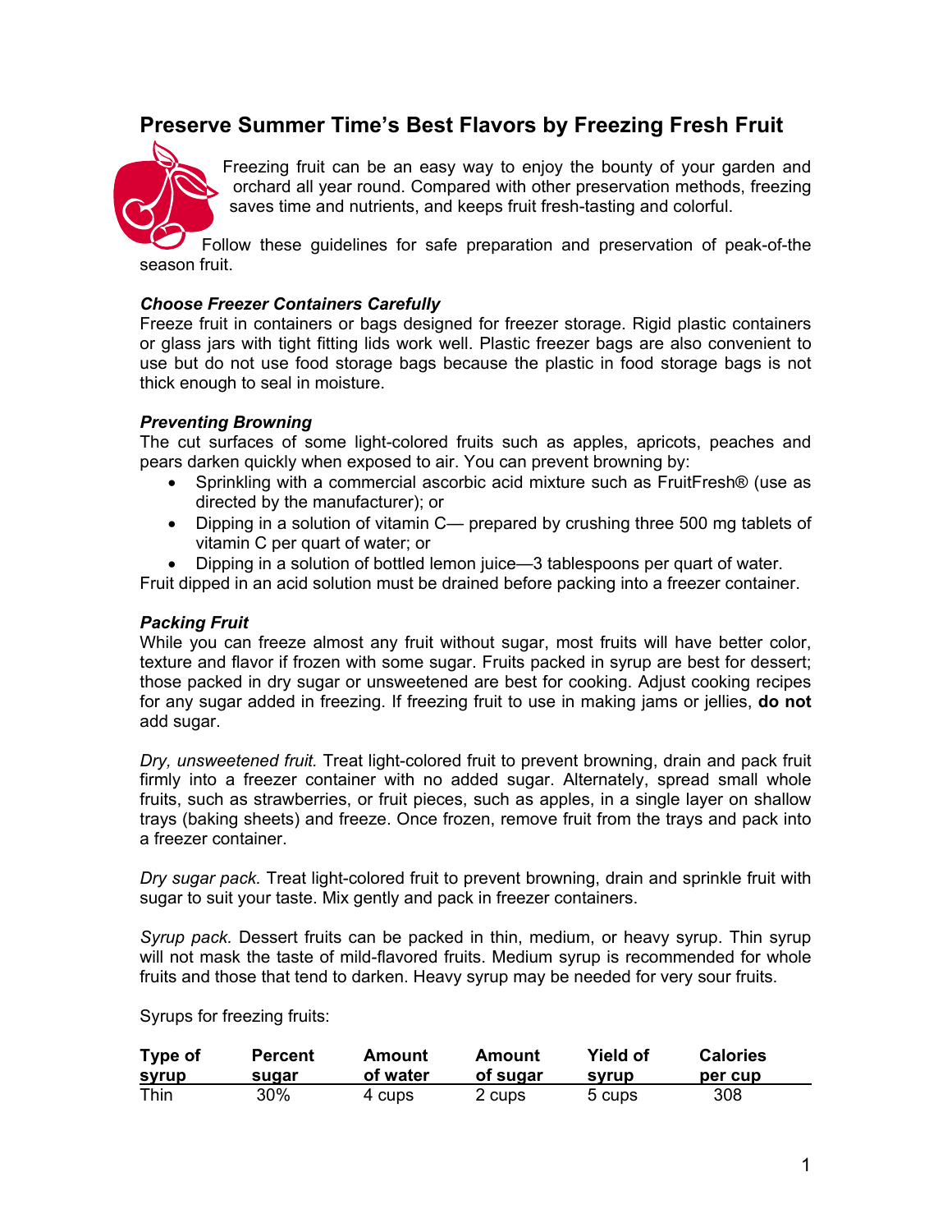# Preserve Summer Time's Best Flavors by Freezing Fresh Fruit

Freezing fruit can be an easy way to enjoy the bounty of your garden and orchard all year round. Compared with other preservation methods, freezing saves time and nutrients, and keeps fruit fresh-tasting and colorful.

Follow these guidelines for safe preparation and preservation of peak-of-the season fruit.

***Choose Freezer Containers Carefully***

Freeze fruit in containers or bags designed for freezer storage. Rigid plastic containers or glass jars with tight fitting lids work well. Plastic freezer bags are also convenient to use but do not use food storage bags because the plastic in food storage bags is not thick enough to seal in moisture.

***Preventing Browning***

The cut surfaces of some light-colored fruits such as apples, apricots, peaches and pears darken quickly when exposed to air. You can prevent browning by:

- Sprinkling with a commercial ascorbic acid mixture such as FruitFresh® (use as directed by the manufacturer); or
- Dipping in a solution of vitamin C— prepared by crushing three 500 mg tablets of vitamin C per quart of water; or
- Dipping in a solution of bottled lemon juice—3 tablespoons per quart of water.

Fruit dipped in an acid solution must be drained before packing into a freezer container.

***Packing Fruit***

While you can freeze almost any fruit without sugar, most fruits will have better color, texture and flavor if frozen with some sugar. Fruits packed in syrup are best for dessert; those packed in dry sugar or unsweetened are best for cooking. Adjust cooking recipes for any sugar added in freezing. If freezing fruit to use in making jams or jellies, **do not** add sugar.

*Dry, unsweetened fruit.* Treat light-colored fruit to prevent browning, drain and pack fruit firmly into a freezer container with no added sugar. Alternately, spread small whole fruits, such as strawberries, or fruit pieces, such as apples, in a single layer on shallow trays (baking sheets) and freeze. Once frozen, remove fruit from the trays and pack into a freezer container.

*Dry sugar pack.* Treat light-colored fruit to prevent browning, drain and sprinkle fruit with sugar to suit your taste. Mix gently and pack in freezer containers.

*Syrup pack.* Dessert fruits can be packed in thin, medium, or heavy syrup. Thin syrup will not mask the taste of mild-flavored fruits. Medium syrup is recommended for whole fruits and those that tend to darken. Heavy syrup may be needed for very sour fruits.

Syrups for freezing fruits:

| Type of syrup | Percent sugar | Amount of water | Amount of sugar | Yield of syrup | Calories per cup |
|---|---|---|---|---|---|
| Thin | 30% | 4 cups | 2 cups | 5 cups | 308 |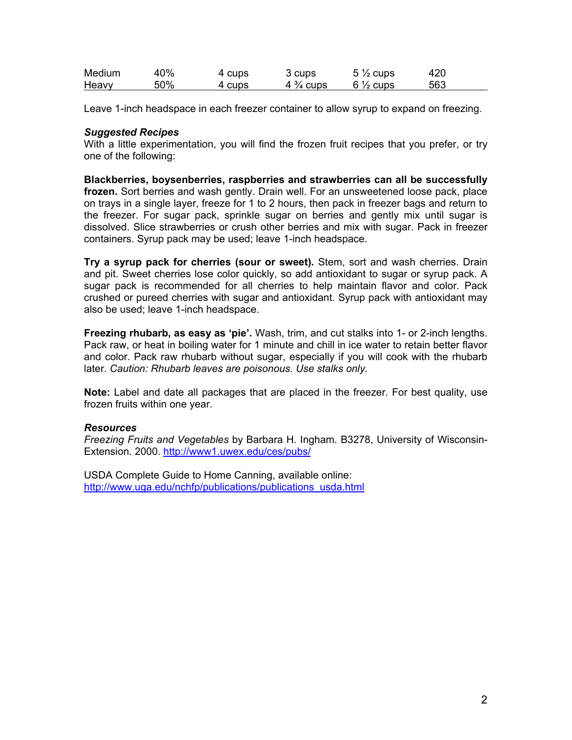| | | | | | |
|---|---|---|---|---|---|
| Medium | 40% | 4 cups | 3 cups | 5 ½ cups | 420 |
| Heavy | 50% | 4 cups | 4 ¾ cups | 6 ½ cups | 563 |

Leave 1-inch headspace in each freezer container to allow syrup to expand on freezing.

***Suggested Recipes***

With a little experimentation, you will find the frozen fruit recipes that you prefer, or try one of the following:

**Blackberries, boysenberries, raspberries and strawberries can all be successfully frozen.** Sort berries and wash gently. Drain well. For an unsweetened loose pack, place on trays in a single layer, freeze for 1 to 2 hours, then pack in freezer bags and return to the freezer. For sugar pack, sprinkle sugar on berries and gently mix until sugar is dissolved. Slice strawberries or crush other berries and mix with sugar. Pack in freezer containers. Syrup pack may be used; leave 1-inch headspace.

**Try a syrup pack for cherries (sour or sweet).** Stem, sort and wash cherries. Drain and pit. Sweet cherries lose color quickly, so add antioxidant to sugar or syrup pack. A sugar pack is recommended for all cherries to help maintain flavor and color. Pack crushed or pureed cherries with sugar and antioxidant. Syrup pack with antioxidant may also be used; leave 1-inch headspace.

**Freezing rhubarb, as easy as 'pie'.** Wash, trim, and cut stalks into 1- or 2-inch lengths. Pack raw, or heat in boiling water for 1 minute and chill in ice water to retain better flavor and color. Pack raw rhubarb without sugar, especially if you will cook with the rhubarb later. *Caution: Rhubarb leaves are poisonous. Use stalks only.*

**Note:** Label and date all packages that are placed in the freezer. For best quality, use frozen fruits within one year.

***Resources***

*Freezing Fruits and Vegetables* by Barbara H. Ingham. B3278, University of Wisconsin-Extension. 2000. http://www1.uwex.edu/ces/pubs/

USDA Complete Guide to Home Canning, available online: http://www.uga.edu/nchfp/publications/publications_usda.html